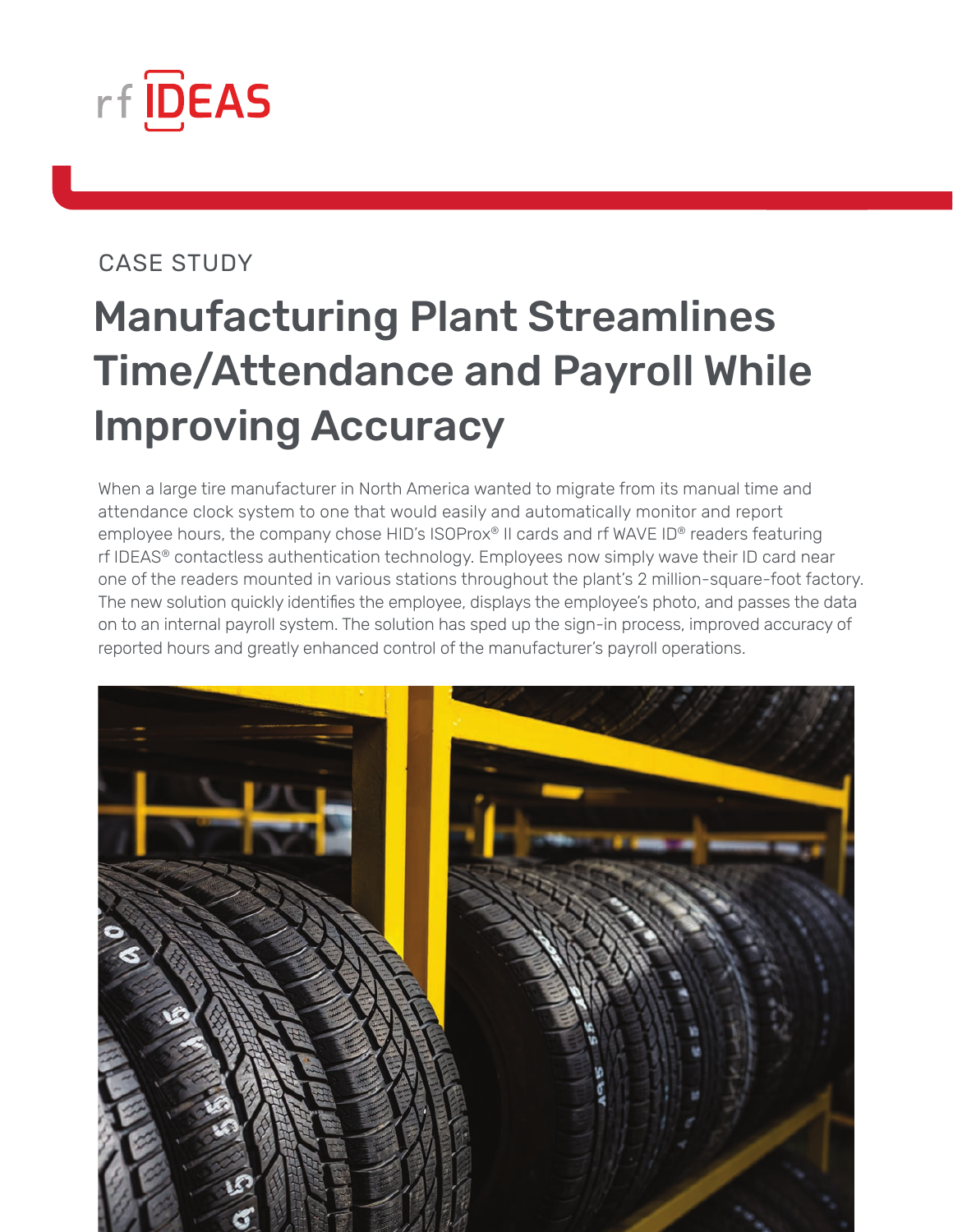rf IDEAS

CASE STUDY

# Manufacturing Plant Streamlines Time/Attendance and Payroll While Improving Accuracy

When a large tire manufacturer in North America wanted to migrate from its manual time and attendance clock system to one that would easily and automatically monitor and report employee hours, the company chose HID's ISOProx® II cards and rf WAVE ID® readers featuring rf IDEAS® contactless authentication technology. Employees now simply wave their ID card near one of the readers mounted in various stations throughout the plant's 2 million-square-foot factory. The new solution quickly identifies the employee, displays the employee's photo, and passes the data on to an internal payroll system. The solution has sped up the sign-in process, improved accuracy of reported hours and greatly enhanced control of the manufacturer's payroll operations.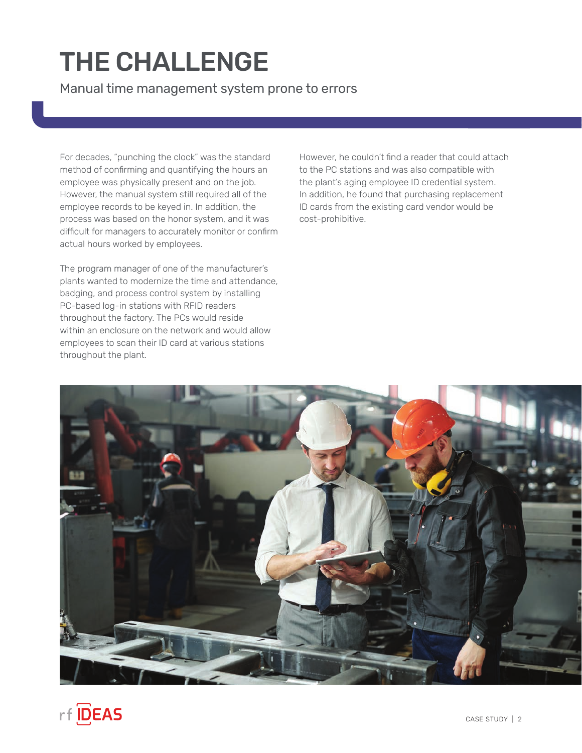# THE CHALLENGE

Manual time management system prone to errors

For decades, "punching the clock" was the standard method of confirming and quantifying the hours an employee was physically present and on the job. However, the manual system still required all of the employee records to be keyed in. In addition, the process was based on the honor system, and it was difficult for managers to accurately monitor or confirm actual hours worked by employees.

The program manager of one of the manufacturer's plants wanted to modernize the time and attendance, badging, and process control system by installing PC-based log-in stations with RFID readers throughout the factory. The PCs would reside within an enclosure on the network and would allow employees to scan their ID card at various stations throughout the plant.

However, he couldn't find a reader that could attach to the PC stations and was also compatible with the plant's aging employee ID credential system. In addition, he found that purchasing replacement ID cards from the existing card vendor would be cost-prohibitive.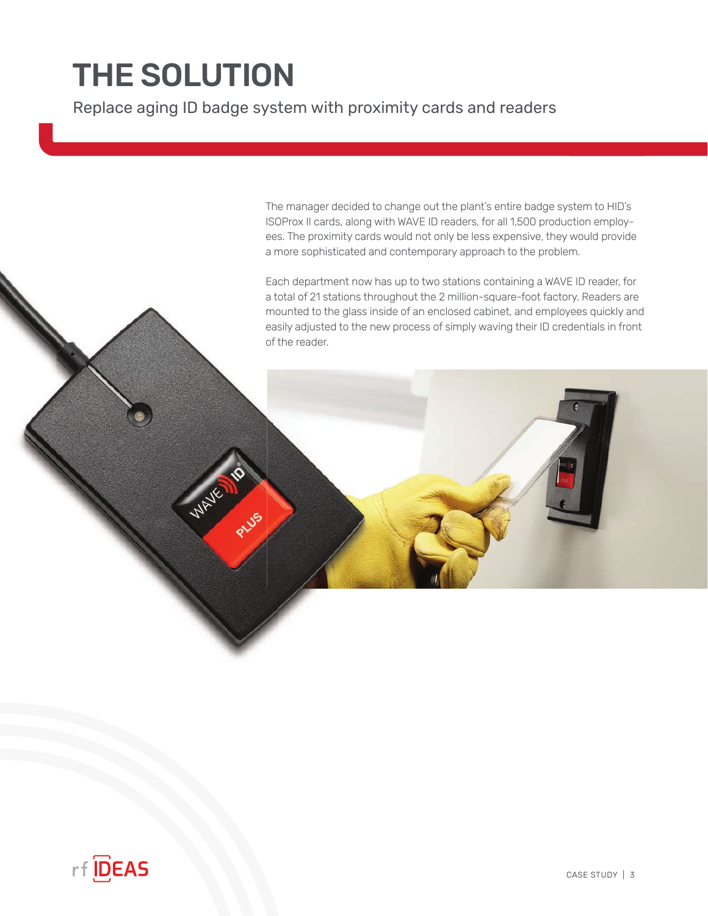# THE SOLUTION

## Replace aging ID badge system with proximity cards and readers

The manager decided to change out the plant's entire badge system to HID's ISOProx II cards, along with WAVE ID readers, for all 1,500 production employees. The proximity cards would not only be less expensive, they would provide a more sophisticated and contemporary approach to the problem.

Each department now has up to two stations containing a WAVE ID reader, for a total of 21 stations throughout the 2 million-square-foot factory. Readers are mounted to the glass inside of an enclosed cabinet, and employees quickly and easily adjusted to the new process of simply waving their ID credentials in front of the reader.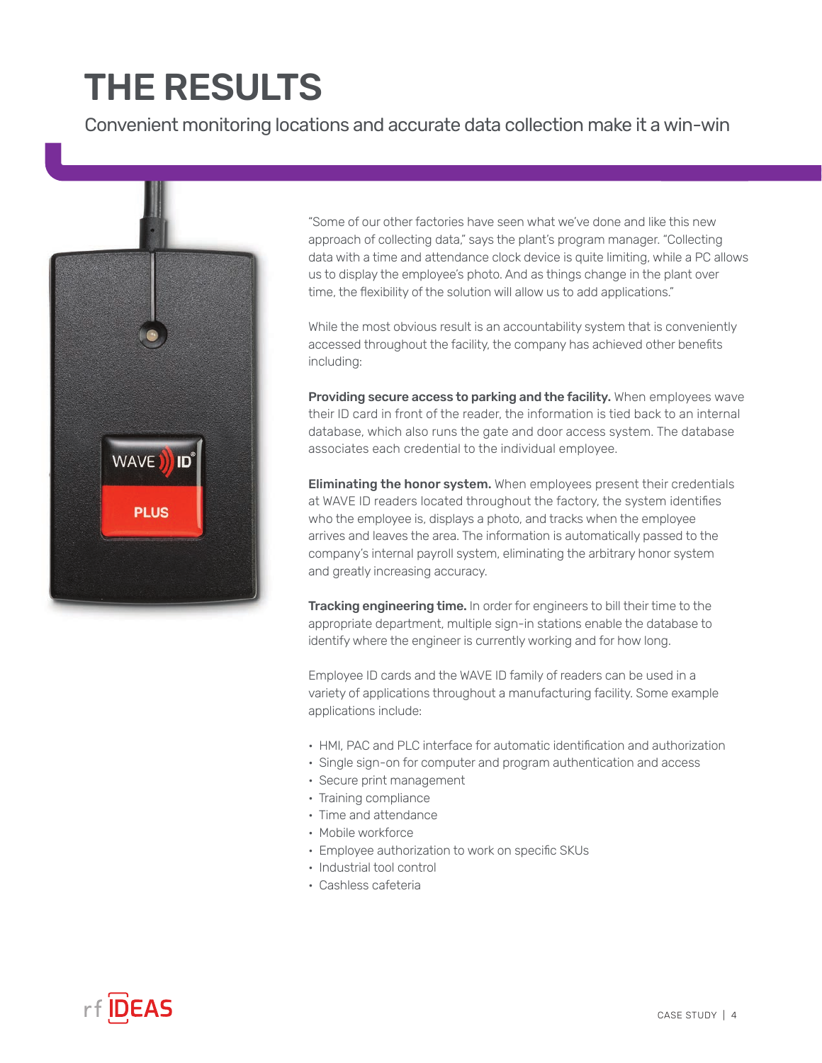# THE RESULTS

Convenient monitoring locations and accurate data collection make it a win-win

"Some of our other factories have seen what we've done and like this new approach of collecting data," says the plant's program manager. "Collecting data with a time and attendance clock device is quite limiting, while a PC allows us to display the employee's photo. And as things change in the plant over time, the flexibility of the solution will allow us to add applications."

While the most obvious result is an accountability system that is conveniently accessed throughout the facility, the company has achieved other benefits including:

**Providing secure access to parking and the facility.** When employees wave their ID card in front of the reader, the information is tied back to an internal database, which also runs the gate and door access system. The database associates each credential to the individual employee.

**Eliminating the honor system.** When employees present their credentials at WAVE ID readers located throughout the factory, the system identifies who the employee is, displays a photo, and tracks when the employee arrives and leaves the area. The information is automatically passed to the company's internal payroll system, eliminating the arbitrary honor system and greatly increasing accuracy.

**Tracking engineering time.** In order for engineers to bill their time to the appropriate department, multiple sign-in stations enable the database to identify where the engineer is currently working and for how long.

Employee ID cards and the WAVE ID family of readers can be used in a variety of applications throughout a manufacturing facility. Some example applications include:

- HMI, PAC and PLC interface for automatic identification and authorization
- Single sign-on for computer and program authentication and access
- Secure print management
- Training compliance
- Time and attendance
- Mobile workforce
- Employee authorization to work on specific SKUs
- Industrial tool control
- Cashless cafeteria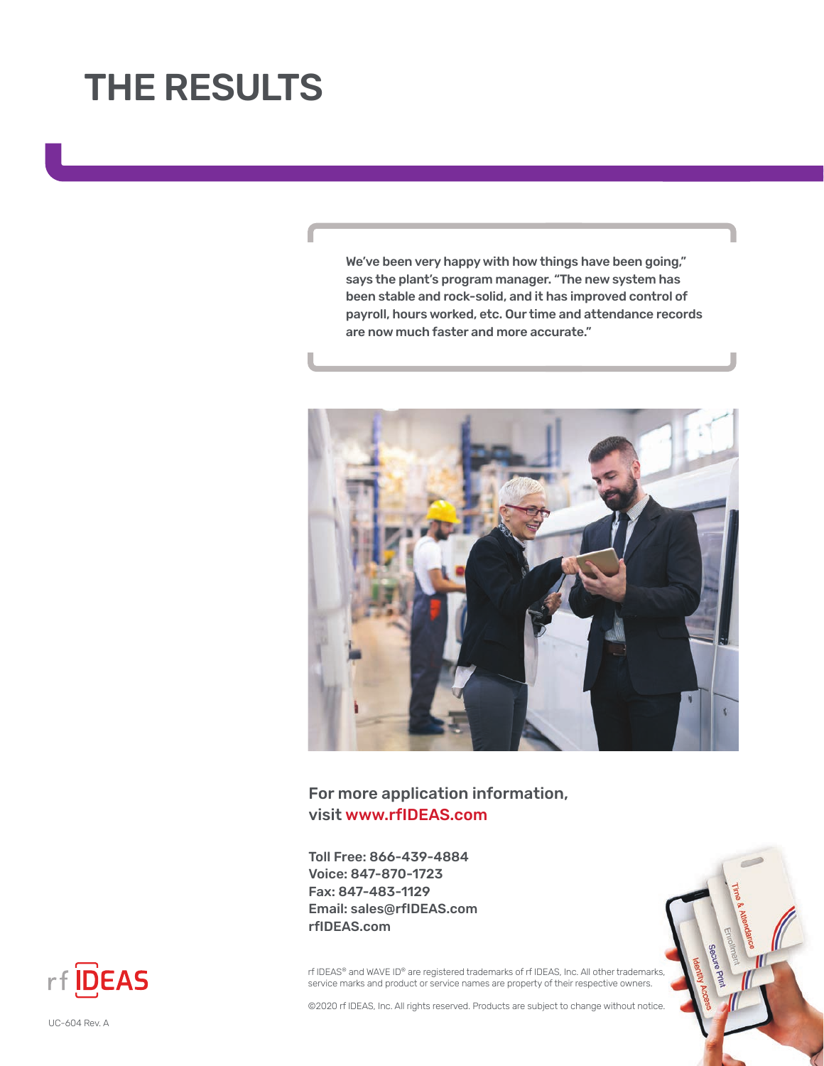# THE RESULTS

We've been very happy with how things have been going," says the plant's program manager. "The new system has been stable and rock-solid, and it has improved control of payroll, hours worked, etc. Our time and attendance records are now much faster and more accurate."

For more application information, visit www.rfIDEAS.com

Toll Free: 866-439-4884
Voice: 847-870-1723
Fax: 847-483-1129
Email: sales@rfIDEAS.com
rfIDEAS.com

rf IDEAS® and WAVE ID® are registered trademarks of rf IDEAS, Inc. All other trademarks, service marks and product or service names are property of their respective owners.

©2020 rf IDEAS, Inc. All rights reserved. Products are subject to change without notice.

UC-604 Rev. A